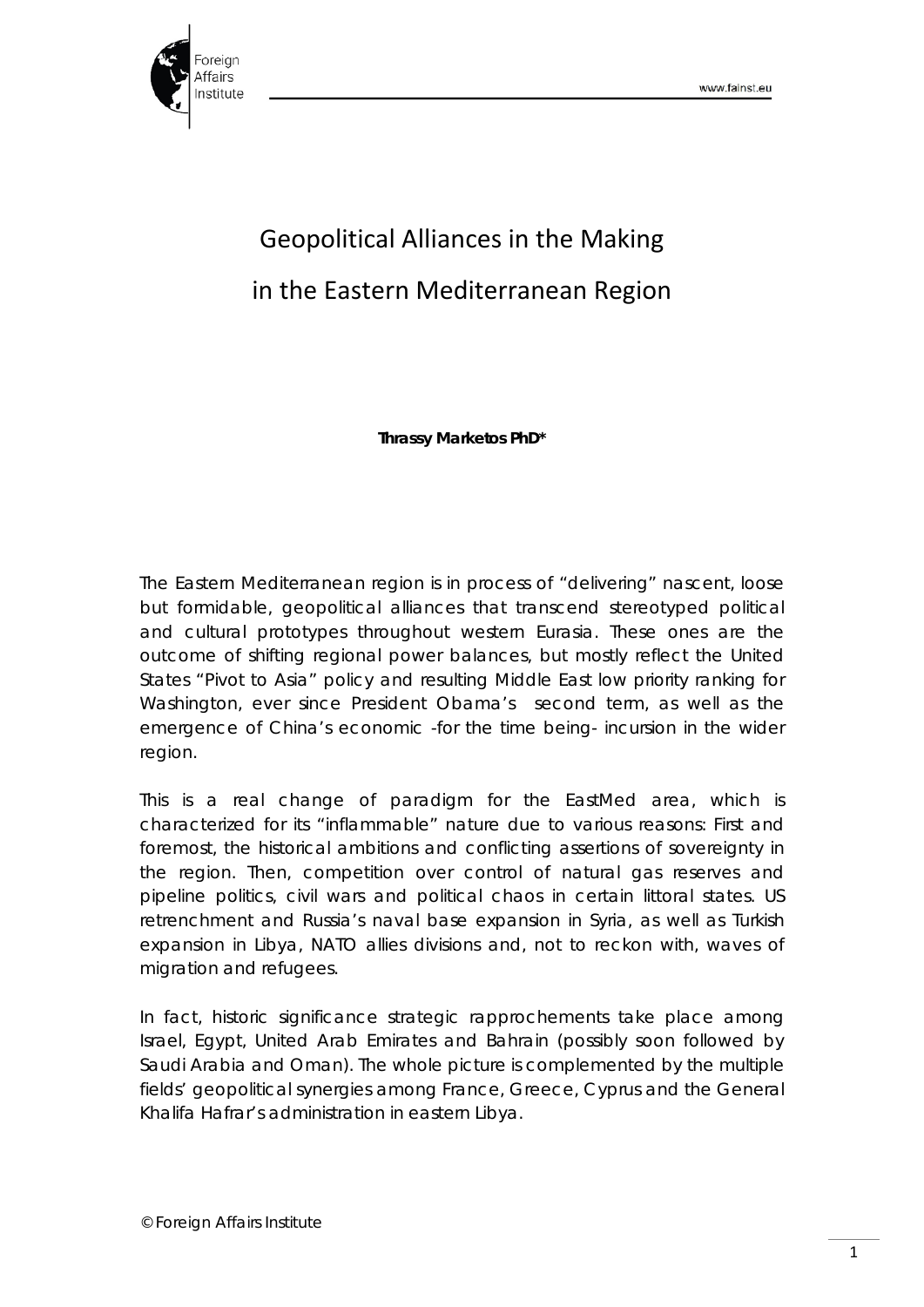# Geopolitical Alliances in the Making in the Eastern Mediterranean Region

**Thrassy Marketos PhD***

The Eastern Mediterranean region is in process of "delivering" nascent, loose but formidable, geopolitical alliances that transcend stereotyped political and cultural prototypes throughout western Eurasia. These ones are the outcome of shifting regional power balances, but mostly reflect the United States "Pivot to Asia" policy and resulting Middle East low priority ranking for Washington, ever since President Obama's second term, as well as the emergence of China's economic -for the time being- incursion in the wider region.

This is a real change of paradigm for the EastMed area, which is characterized for its "inflammable" nature due to various reasons: First and foremost, the historical ambitions and conflicting assertions of sovereignty in the region. Then, competition over control of natural gas reserves and pipeline politics, civil wars and political chaos in certain littoral states. US retrenchment and Russia's naval base expansion in Syria, as well as Turkish expansion in Libya, NATO allies divisions and, not to reckon with, waves of migration and refugees.

In fact, historic significance strategic rapprochements take place among Israel, Egypt, United Arab Emirates and Bahrain (possibly soon followed by Saudi Arabia and Oman). The whole picture is complemented by the multiple fields' geopolitical synergies among France, Greece, Cyprus and the General Khalifa Hafrar's administration in eastern Libya.

© Foreign Affairs Institute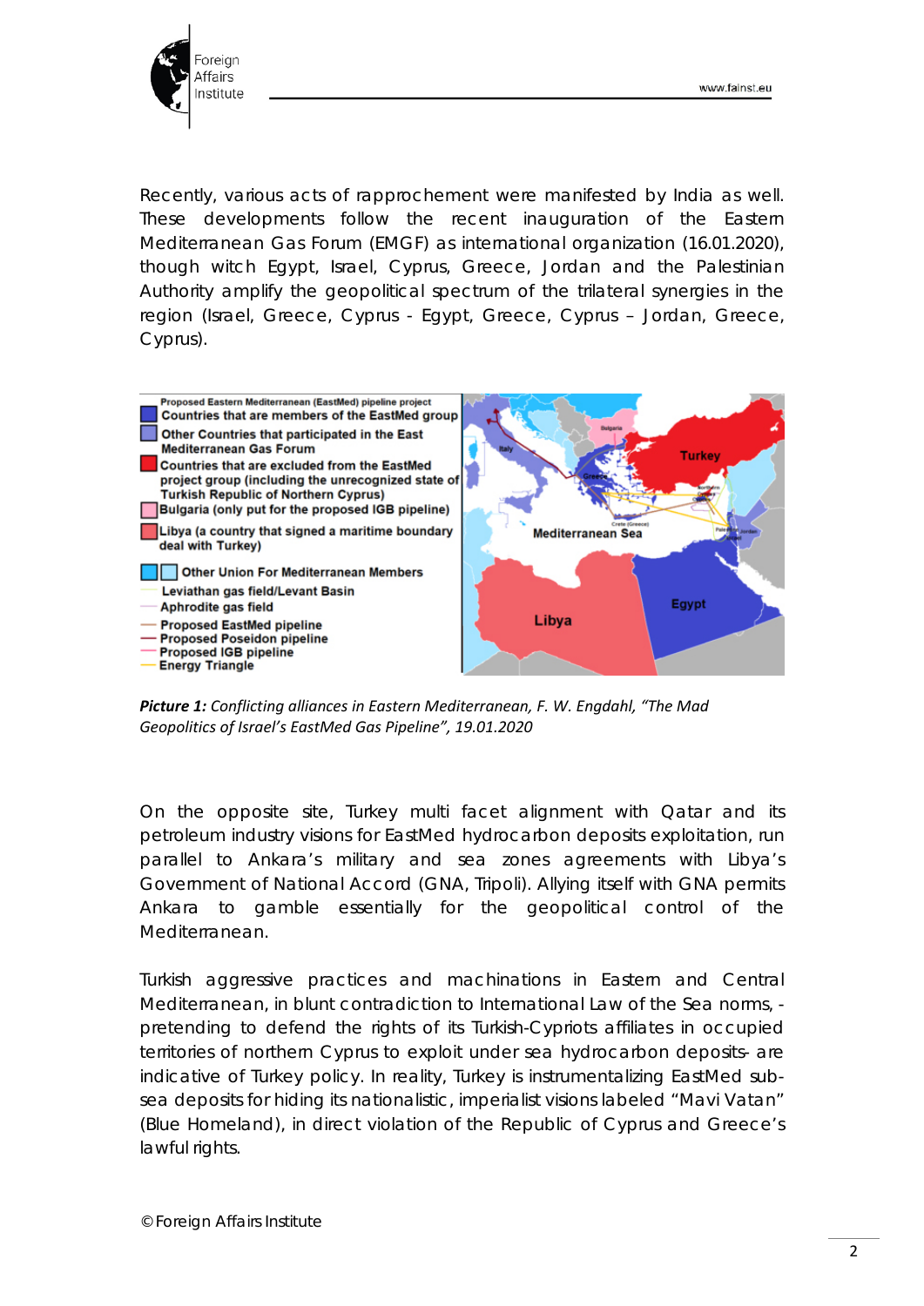Recently, various acts of rapprochement were manifested by India as well. These developments follow the recent inauguration of the Eastern Mediterranean Gas Forum (EMGF) as international organization (16.01.2020), though witch Egypt, Israel, Cyprus, Greece, Jordan and the Palestinian Authority amplify the geopolitical spectrum of the trilateral synergies in the region (Israel, Greece, Cyprus - Egypt, Greece, Cyprus – Jordan, Greece, Cyprus).

***Picture 1:*** *Conflicting alliances in Eastern Mediterranean, F. W. Engdahl, "The Mad Geopolitics of Israel's EastMed Gas Pipeline", 19.01.2020*

On the opposite site, Turkey multi facet alignment with Qatar and its petroleum industry visions for EastMed hydrocarbon deposits exploitation, run parallel to Ankara's military and sea zones agreements with Libya's Government of National Accord (GNA, Tripoli). Allying itself with GNA permits Ankara to gamble essentially for the geopolitical control of the Mediterranean.

Turkish aggressive practices and machinations in Eastern and Central Mediterranean, in blunt contradiction to International Law of the Sea norms, - pretending to defend the rights of its Turkish-Cypriots affiliates in occupied territories of northern Cyprus to exploit under sea hydrocarbon deposits- are indicative of Turkey policy. In reality, Turkey is instrumentalizing EastMed sub-sea deposits for hiding its nationalistic, imperialist visions labeled "Mavi Vatan" (Blue Homeland), in direct violation of the Republic of Cyprus and Greece's lawful rights.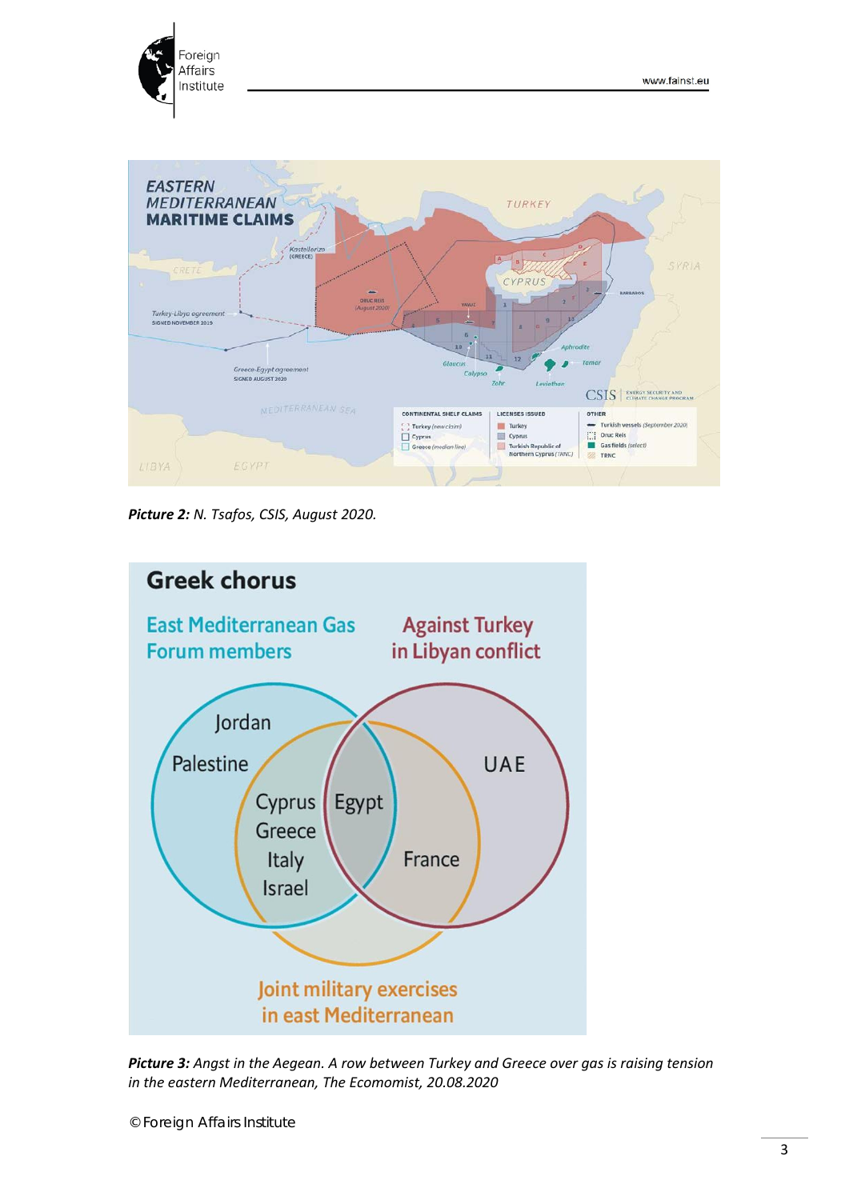*Picture 2:* *N. Tsafos, CSIS, August 2020.*

*Picture 3:* *Angst in the Aegean. A row between Turkey and Greece over gas is raising tension in the eastern Mediterranean, The Ecomomist, 20.08.2020*

© Foreign Affairs Institute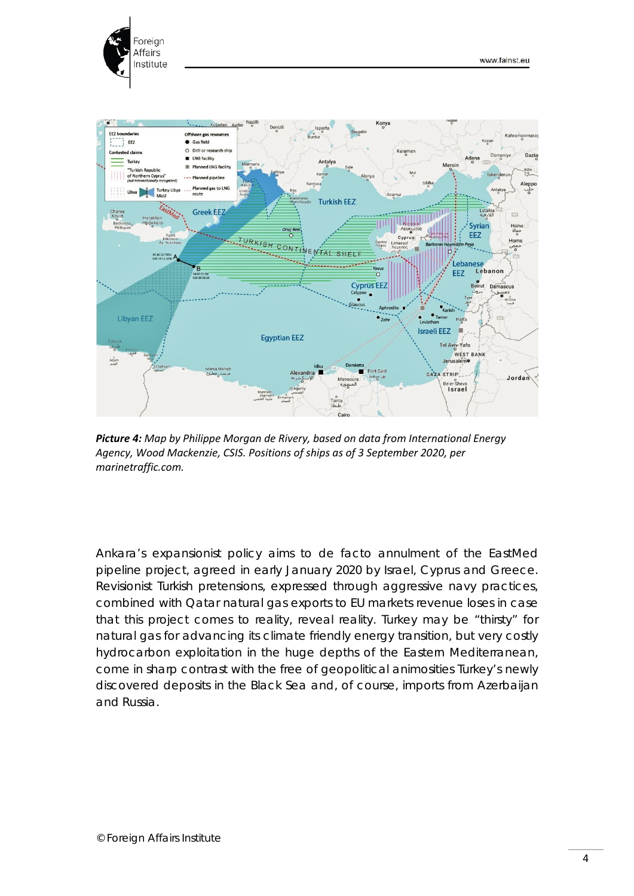*Picture 4: Map by Philippe Morgan de Rivery, based on data from International Energy Agency, Wood Mackenzie, CSIS. Positions of ships as of 3 September 2020, per marinetraffic.com.*

Ankara's expansionist policy aims to de facto annulment of the EastMed pipeline project, agreed in early January 2020 by Israel, Cyprus and Greece. Revisionist Turkish pretensions, expressed through aggressive navy practices, combined with Qatar natural gas exports to EU markets revenue loses in case that this project comes to reality, reveal reality. Turkey may be "thirsty" for natural gas for advancing its climate friendly energy transition, but very costly hydrocarbon exploitation in the huge depths of the Eastern Mediterranean, come in sharp contrast with the free of geopolitical animosities Turkey's newly discovered deposits in the Black Sea and, of course, imports from Azerbaijan and Russia.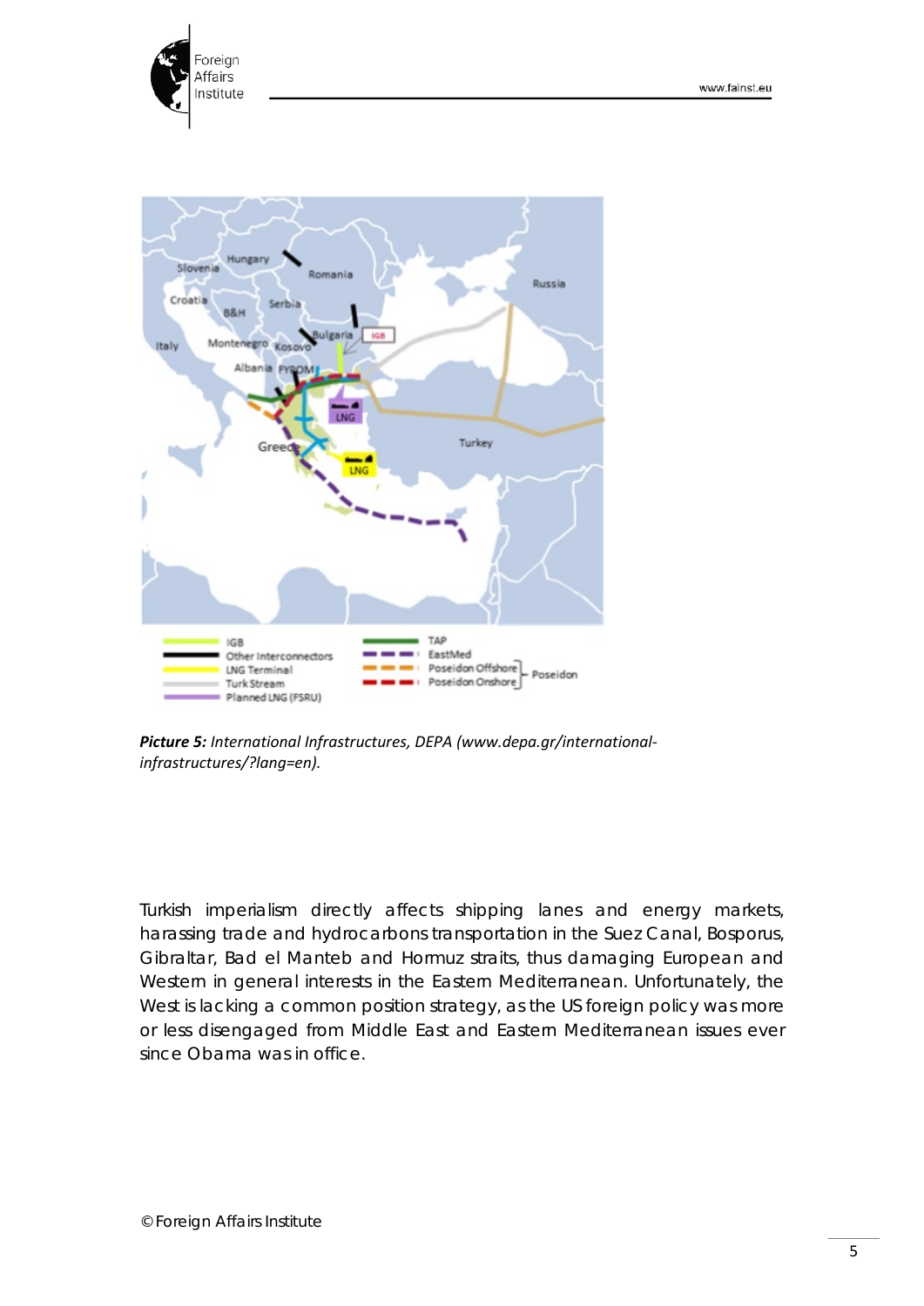**Picture 5:** *International Infrastructures, DEPA (www.depa.gr/international-infrastructures/?lang=en).*

Turkish imperialism directly affects shipping lanes and energy markets, harassing trade and hydrocarbons transportation in the Suez Canal, Bosporus, Gibraltar, Bad el Manteb and Hormuz straits, thus damaging European and Western in general interests in the Eastern Mediterranean. Unfortunately, the West is lacking a common position strategy, as the US foreign policy was more or less disengaged from Middle East and Eastern Mediterranean issues ever since Obama was in office.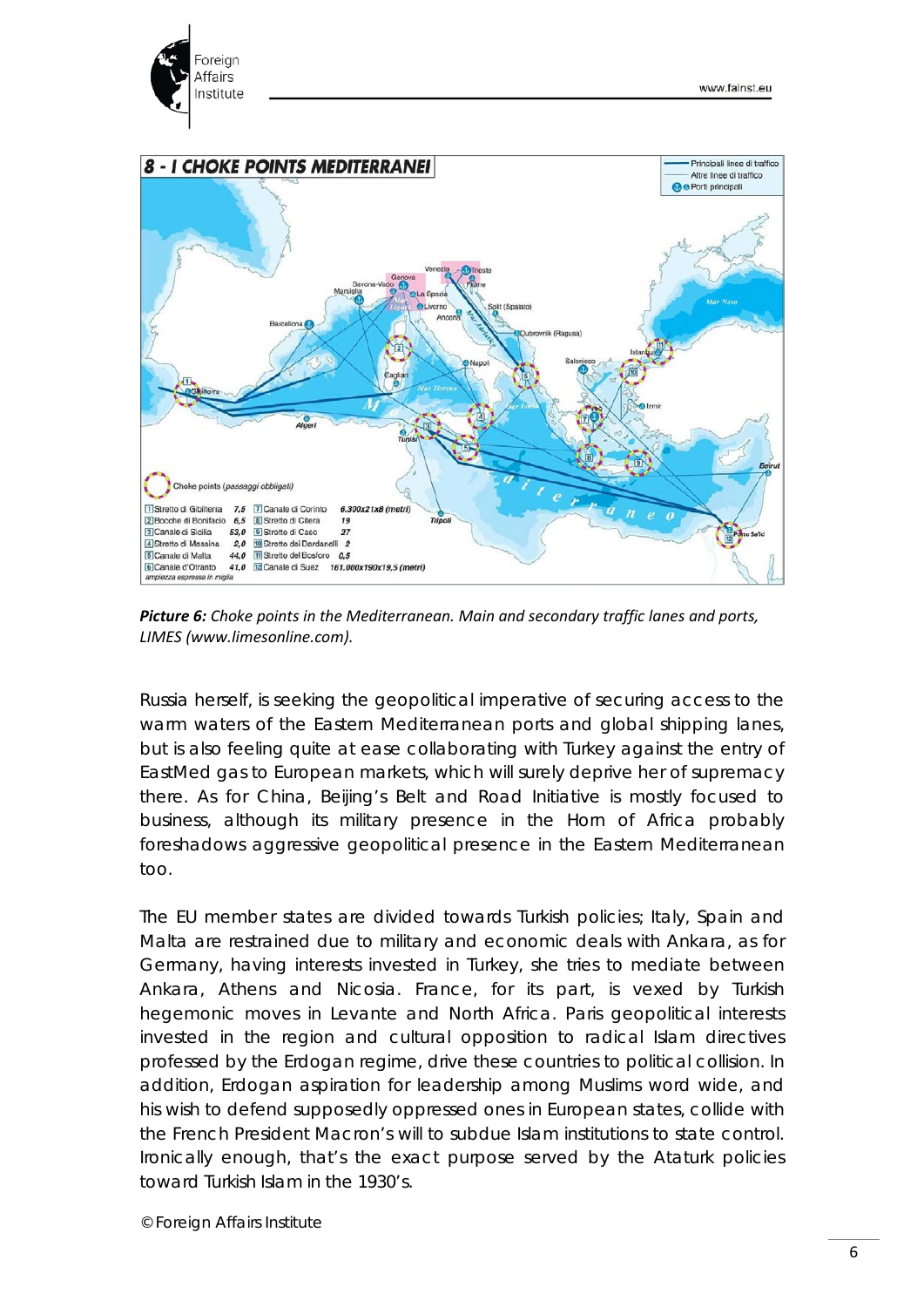*Picture 6: Choke points in the Mediterranean. Main and secondary traffic lanes and ports, LIMES (www.limesonline.com).*

Russia herself, is seeking the geopolitical imperative of securing access to the warm waters of the Eastern Mediterranean ports and global shipping lanes, but is also feeling quite at ease collaborating with Turkey against the entry of EastMed gas to European markets, which will surely deprive her of supremacy there. As for China, Beijing's Belt and Road Initiative is mostly focused to business, although its military presence in the Horn of Africa probably foreshadows aggressive geopolitical presence in the Eastern Mediterranean too.

The EU member states are divided towards Turkish policies; Italy, Spain and Malta are restrained due to military and economic deals with Ankara, as for Germany, having interests invested in Turkey, she tries to mediate between Ankara, Athens and Nicosia. France, for its part, is vexed by Turkish hegemonic moves in Levante and North Africa. Paris geopolitical interests invested in the region and cultural opposition to radical Islam directives professed by the Erdogan regime, drive these countries to political collision. In addition, Erdogan aspiration for leadership among Muslims word wide, and his wish to defend supposedly oppressed ones in European states, collide with the French President Macron's will to subdue Islam institutions to state control. Ironically enough, that's the exact purpose served by the Ataturk policies toward Turkish Islam in the 1930's.

© Foreign Affairs Institute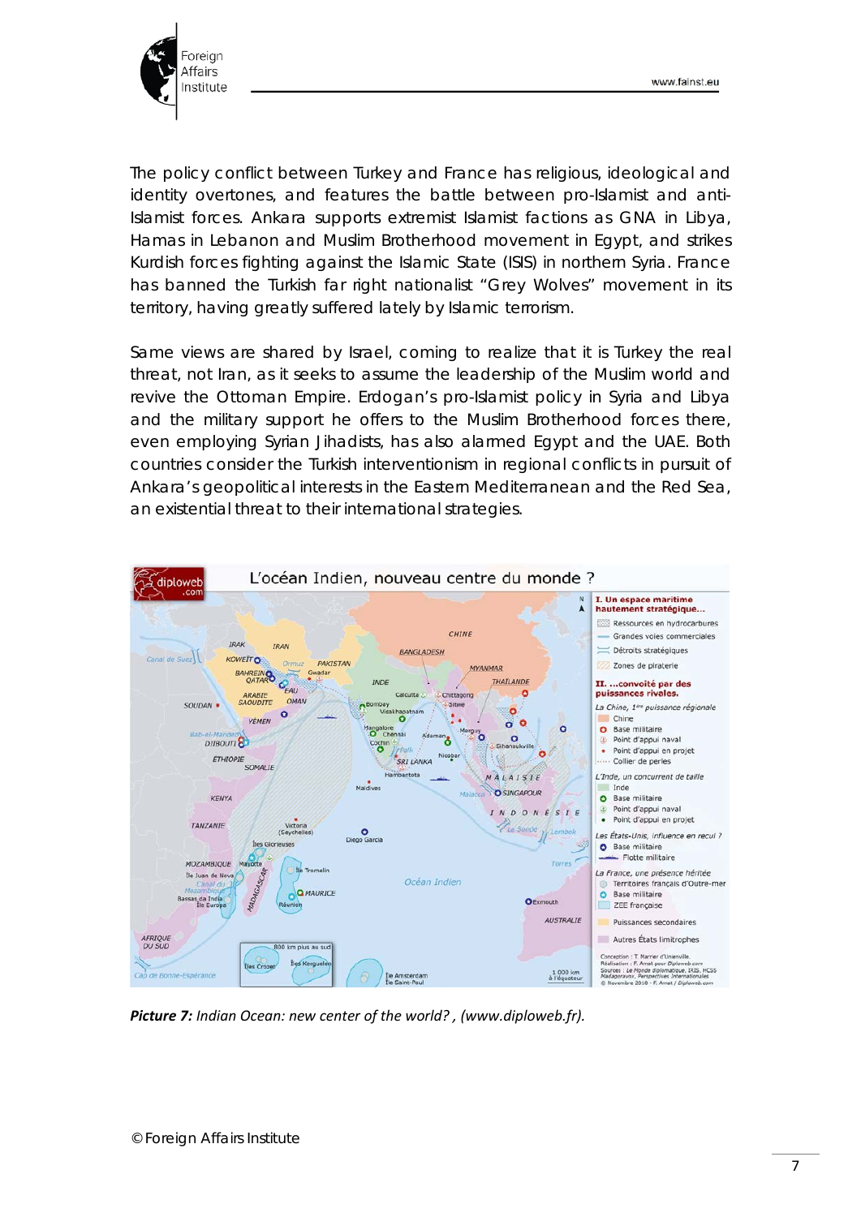The policy conflict between Turkey and France has religious, ideological and identity overtones, and features the battle between pro-Islamist and anti-Islamist forces. Ankara supports extremist Islamist factions as GNA in Libya, Hamas in Lebanon and Muslim Brotherhood movement in Egypt, and strikes Kurdish forces fighting against the Islamic State (ISIS) in northern Syria. France has banned the Turkish far right nationalist "Grey Wolves" movement in its territory, having greatly suffered lately by Islamic terrorism.

Same views are shared by Israel, coming to realize that it is Turkey the real threat, not Iran, as it seeks to assume the leadership of the Muslim world and revive the Ottoman Empire. Erdogan's pro-Islamist policy in Syria and Libya and the military support he offers to the Muslim Brotherhood forces there, even employing Syrian Jihadists, has also alarmed Egypt and the UAE. Both countries consider the Turkish interventionism in regional conflicts in pursuit of Ankara's geopolitical interests in the Eastern Mediterranean and the Red Sea, an existential threat to their international strategies.

***Picture 7:*** *Indian Ocean: new center of the world? , (www.diploweb.fr).*

© Foreign Affairs Institute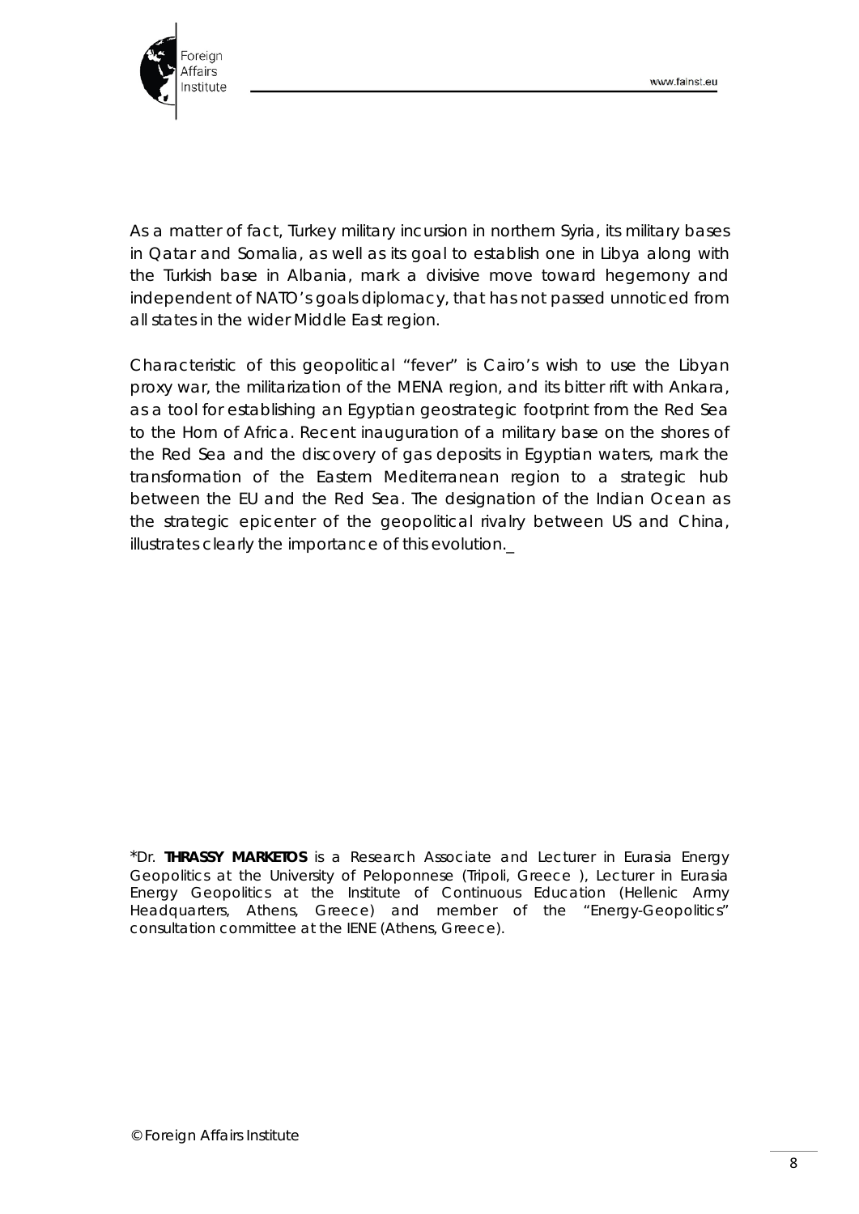As a matter of fact, Turkey military incursion in northern Syria, its military bases in Qatar and Somalia, as well as its goal to establish one in Libya along with the Turkish base in Albania, mark a divisive move toward hegemony and independent of NATO's goals diplomacy, that has not passed unnoticed from all states in the wider Middle East region.

Characteristic of this geopolitical "fever" is Cairo's wish to use the Libyan proxy war, the militarization of the MENA region, and its bitter rift with Ankara, as a tool for establishing an Egyptian geostrategic footprint from the Red Sea to the Horn of Africa. Recent inauguration of a military base on the shores of the Red Sea and the discovery of gas deposits in Egyptian waters, mark the transformation of the Eastern Mediterranean region to a strategic hub between the EU and the Red Sea. The designation of the Indian Ocean as the strategic epicenter of the geopolitical rivalry between US and China, illustrates clearly the importance of this evolution._

*Dr. **THRASSY MARKETOS** is a Research Associate and Lecturer in Eurasia Energy Geopolitics at the University of Peloponnese (Tripoli, Greece ), Lecturer in Eurasia Energy Geopolitics at the Institute of Continuous Education (Hellenic Army Headquarters, Athens, Greece) and member of the "Energy-Geopolitics" consultation committee at the IENE (Athens, Greece).

© Foreign Affairs Institute